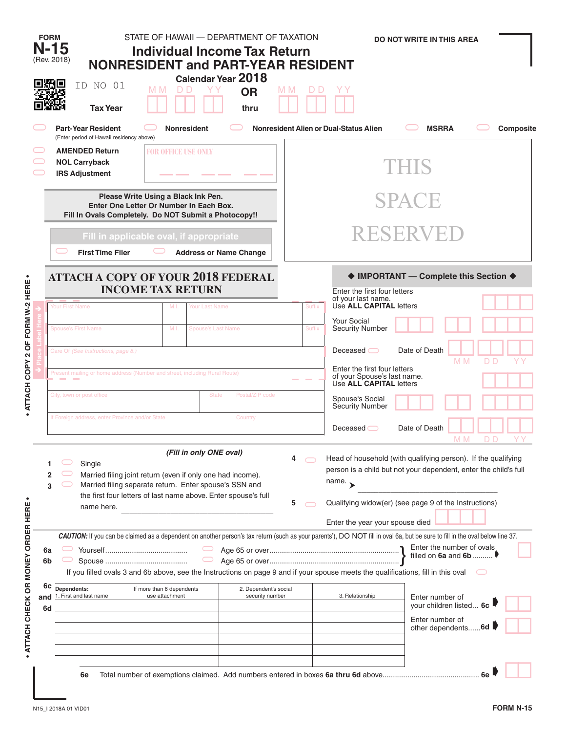FORM **N-15** (Rev. 2018)

STATE OF HAWAII — DEPARTMENT OF TAXATION

# Individual Income Tax Return
# NONRESIDENT and PART-YEAR RESIDENT

**Calendar Year 2018**

DO NOT WRITE IN THIS AREA

ID NO 01

**Tax Year** MM DD YY **OR** MM DD YY **thru**

- Part-Year Resident (Enter period of Hawaii residency above)
- Nonresident
- Nonresident Alien or Dual-Status Alien
- MSRRA
- Composite

- AMENDED Return
- NOL Carryback
- IRS Adjustment

FOR OFFICE USE ONLY

THIS SPACE RESERVED

**Please Write Using a Black Ink Pen.**
**Enter One Letter Or Number In Each Box.**
**Fill In Ovals Completely. Do NOT Submit a Photocopy!!**

Fill in applicable oval, if appropriate

- First Time Filer
- Address or Name Change

## ATTACH A COPY OF YOUR 2018 FEDERAL INCOME TAX RETURN

Place Label Here

| Your First Name | M.I. | Your Last Name | Suffix |
|---|---|---|---|
| Spouse's First Name | M.I. | Spouse's Last Name | Suffix |
| Care Of (See Instructions, page 8.) | | | |
| Present mailing or home address (Number and street, including Rural Route) | | | |
| City, town or post office | State | Postal/ZIP code | |
| If Foreign address, enter Province and/or State | | Country | |

### ◆ IMPORTANT — Complete this Section ◆

Enter the first four letters of your last name. Use **ALL CAPITAL** letters

Your Social Security Number

Deceased ◯ Date of Death MM DD YY

Enter the first four letters of your Spouse's last name. Use **ALL CAPITAL** letters

Spouse's Social Security Number

Deceased ◯ Date of Death MM DD YY

• ATTACH COPY 2 OF FORM W-2 HERE •

• ATTACH CHECK OR MONEY ORDER HERE •

*(Fill in only ONE oval)*

1. ◯ Single
2. ◯ Married filing joint return (even if only one had income).
3. ◯ Married filing separate return. Enter spouse's SSN and the first four letters of last name above. Enter spouse's full name here. ______________________
4. ◯ Head of household (with qualifying person). If the qualifying person is a child but not your dependent, enter the child's full name. ➤ ______________________
5. ◯ Qualifying widow(er) (see page 9 of the Instructions)

   Enter the year your spouse died

***CAUTION:*** If you can be claimed as a dependent on another person's tax return (such as your parents'), DO NOT fill in oval 6a, but be sure to fill in the oval below line 37.

**6a** ◯ Yourself........................................ ◯ Age 65 or over

**6b** ◯ Spouse ........................................ ◯ Age 65 or over

Enter the number of ovals filled on **6a** and **6b**..........

If you filled ovals 3 and 6b above, see the Instructions on page 9 and if your spouse meets the qualifications, fill in this oval ◯

**6c and 6d**

| Dependents: 1. First and last name (If more than 6 dependents use attachment) | 2. Dependent's social security number | 3. Relationship |
|---|---|---|
| | | |
| | | |
| | | |
| | | |
| | | |
| | | |

Enter number of your children listed... **6c**

Enter number of other dependents......**6d**

**6e** Total number of exemptions claimed. Add numbers entered in boxes **6a thru 6d** above.............................................. **6e**

N15_I 2018A 01 VID01

FORM N-15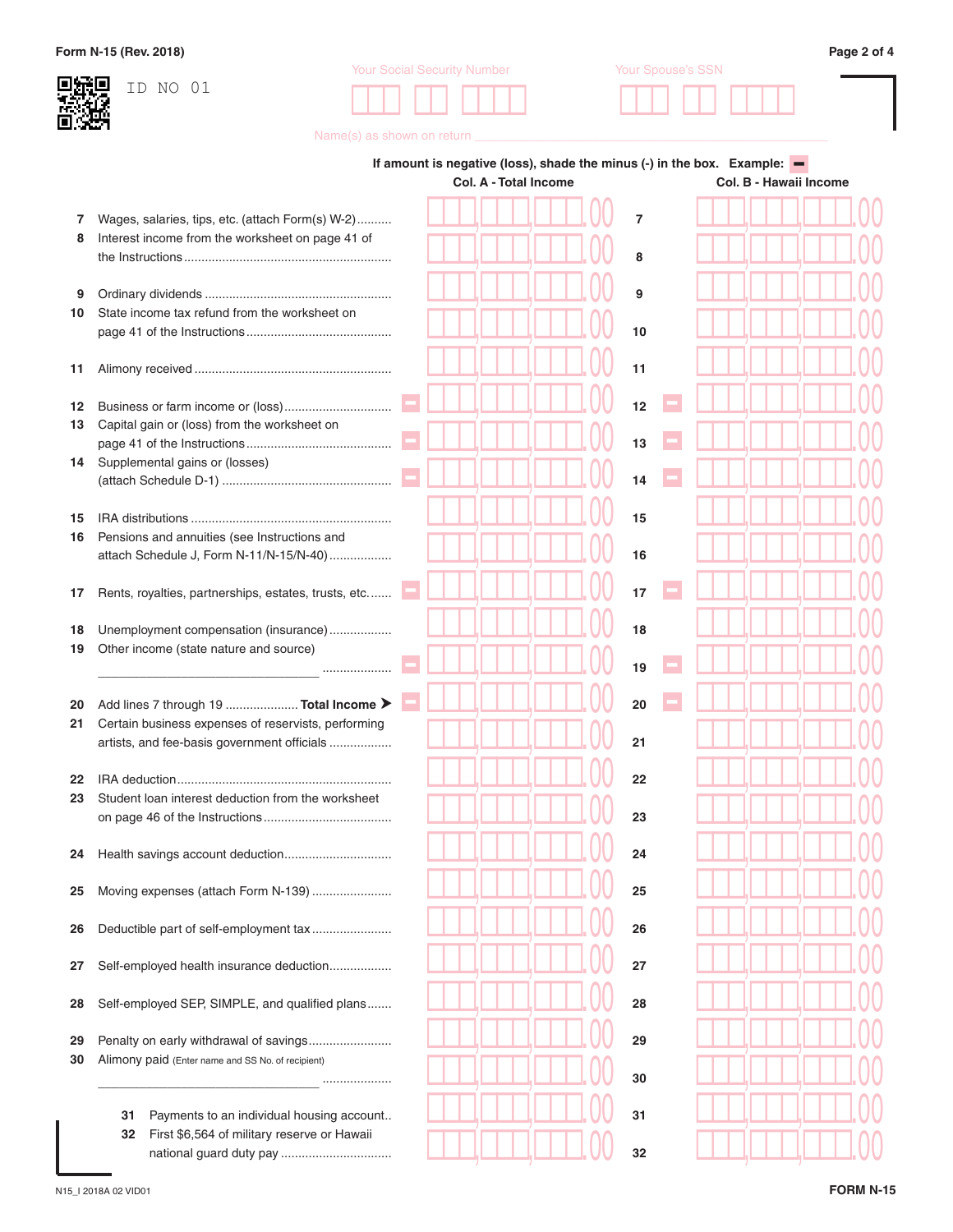Form N-15 (Rev. 2018)

ID NO 01

Your Social Security Number | Your Spouse's SSN

Name(s) as shown on return

If amount is negative (loss), shade the minus (-) in the box. Example: ▬

| Line | Description | Col. A - Total Income | Line | Col. B - Hawaii Income |
|---|---|---|---|---|
| 7 | Wages, salaries, tips, etc. (attach Form(s) W-2) | .00 | 7 | .00 |
| 8 | Interest income from the worksheet on page 41 of the Instructions | .00 | 8 | .00 |
| 9 | Ordinary dividends | .00 | 9 | .00 |
| 10 | State income tax refund from the worksheet on page 41 of the Instructions | .00 | 10 | .00 |
| 11 | Alimony received | .00 | 11 | .00 |
| 12 | Business or farm income or (loss) | .00 | 12 | .00 |
| 13 | Capital gain or (loss) from the worksheet on page 41 of the Instructions | .00 | 13 | .00 |
| 14 | Supplemental gains or (losses) (attach Schedule D-1) | .00 | 14 | .00 |
| 15 | IRA distributions | .00 | 15 | .00 |
| 16 | Pensions and annuities (see Instructions and attach Schedule J, Form N-11/N-15/N-40) | .00 | 16 | .00 |
| 17 | Rents, royalties, partnerships, estates, trusts, etc. | .00 | 17 | .00 |
| 18 | Unemployment compensation (insurance) | .00 | 18 | .00 |
| 19 | Other income (state nature and source) ________________________________ | .00 | 19 | .00 |
| 20 | Add lines 7 through 19 **Total Income** ➤ | .00 | 20 | .00 |
| 21 | Certain business expenses of reservists, performing artists, and fee-basis government officials | .00 | 21 | .00 |
| 22 | IRA deduction | .00 | 22 | .00 |
| 23 | Student loan interest deduction from the worksheet on page 46 of the Instructions | .00 | 23 | .00 |
| 24 | Health savings account deduction | .00 | 24 | .00 |
| 25 | Moving expenses (attach Form N-139) | .00 | 25 | .00 |
| 26 | Deductible part of self-employment tax | .00 | 26 | .00 |
| 27 | Self-employed health insurance deduction | .00 | 27 | .00 |
| 28 | Self-employed SEP, SIMPLE, and qualified plans | .00 | 28 | .00 |
| 29 | Penalty on early withdrawal of savings | .00 | 29 | .00 |
| 30 | Alimony paid (Enter name and SS No. of recipient) ________________________________ | .00 | 30 | .00 |
| 31 | Payments to an individual housing account | .00 | 31 | .00 |
| 32 | First $6,564 of military reserve or Hawaii national guard duty pay | .00 | 32 | .00 |

N15_I 2018A 02 VID01

FORM N-15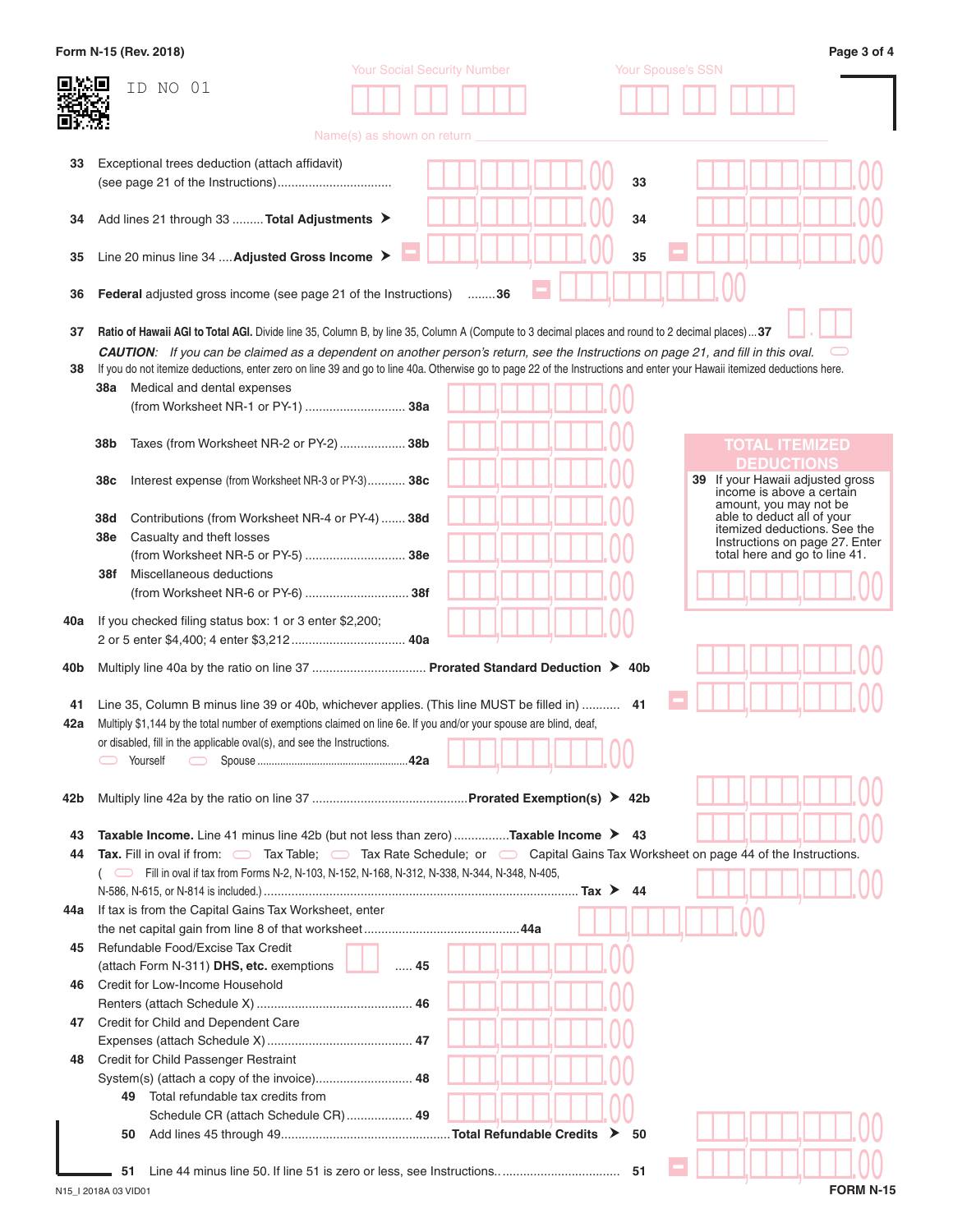Form N-15 (Rev. 2018)

ID NO 01

Your Social Security Number | Your Spouse's SSN

Name(s) as shown on return

33 Exceptional trees deduction (attach affidavit) (see page 21 of the Instructions) ................................ .00 **33** .00

34 Add lines 21 through 33 ......... **Total Adjustments** ➤ .00 **34** .00

35 Line 20 minus line 34 .... **Adjusted Gross Income** ➤ .00 **35** .00

36 **Federal** adjusted gross income (see page 21 of the Instructions) ........**36** .00

37 **Ratio of Hawaii AGI to Total AGI.** Divide line 35, Column B, by line 35, Column A (Compute to 3 decimal places and round to 2 decimal places) ... **37** .

*CAUTION: If you can be claimed as a dependent on another person's return, see the Instructions on page 21, and fill in this oval.*

38 If you do not itemize deductions, enter zero on line 39 and go to line 40a. Otherwise go to page 22 of the Instructions and enter your Hawaii itemized deductions here.

38a Medical and dental expenses (from Worksheet NR-1 or PY-1) ............................ **38a** .00

38b Taxes (from Worksheet NR-2 or PY-2) .................. **38b** .00

38c Interest expense (from Worksheet NR-3 or PY-3)........... **38c** .00

38d Contributions (from Worksheet NR-4 or PY-4) ....... **38d** .00

38e Casualty and theft losses (from Worksheet NR-5 or PY-5) ............................ **38e** .00

38f Miscellaneous deductions (from Worksheet NR-6 or PY-6) .............................. **38f** .00

**TOTAL ITEMIZED DEDUCTIONS**

39 If your Hawaii adjusted gross income is above a certain amount, you may not be able to deduct all of your itemized deductions. See the Instructions on page 27. Enter total here and go to line 41. .00

40a If you checked filing status box: 1 or 3 enter $2,200; 2 or 5 enter $4,400; 4 enter $3,212 ................................ **40a** .00

40b Multiply line 40a by the ratio on line 37 ................................ **Prorated Standard Deduction** ➤ **40b** .00

41 Line 35, Column B minus line 39 or 40b, whichever applies. (This line MUST be filled in) .......... **41** .00

42a Multiply $1,144 by the total number of exemptions claimed on line 6e. If you and/or your spouse are blind, deaf, or disabled, fill in the applicable oval(s), and see the Instructions.
Yourself  Spouse ................................................... **42a** .00

42b Multiply line 42a by the ratio on line 37 ............................................ **Prorated Exemption(s)** ➤ **42b** .00

43 **Taxable Income.** Line 41 minus line 42b (but not less than zero) ............... **Taxable Income** ➤ **43** .00

44 **Tax.** Fill in oval if from: Tax Table; Tax Rate Schedule; or Capital Gains Tax Worksheet on page 44 of the Instructions.
( Fill in oval if tax from Forms N-2, N-103, N-152, N-168, N-312, N-338, N-344, N-348, N-405, N-586, N-615, or N-814 is included.) ......................................................................................... **Tax** ➤ **44** .00

44a If tax is from the Capital Gains Tax Worksheet, enter the net capital gain from line 8 of that worksheet ............................................ **44a** .00

45 Refundable Food/Excise Tax Credit (attach Form N-311) **DHS, etc.** exemptions ..... **45** .00

46 Credit for Low-Income Household Renters (attach Schedule X) ............................................ **46** .00

47 Credit for Child and Dependent Care Expenses (attach Schedule X) ......................................... **47** .00

48 Credit for Child Passenger Restraint System(s) (attach a copy of the invoice)........................... **48** .00

49 Total refundable tax credits from Schedule CR (attach Schedule CR).................. **49** .00

50 Add lines 45 through 49................................................ **Total Refundable Credits** ➤ **50** .00

51 Line 44 minus line 50. If line 51 is zero or less, see Instructions.. ................................ **51** .00

N15_I 2018A 03 VID01

FORM N-15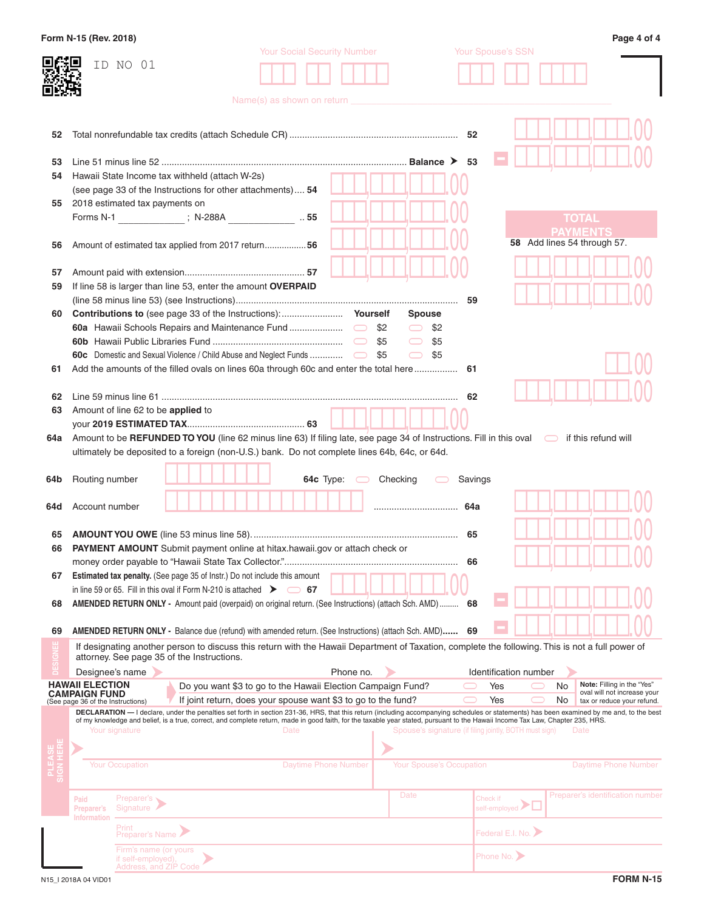Form N-15 (Rev. 2018)

ID NO 01

Your Social Security Number

Your Spouse's SSN

Name(s) as shown on return

52 Total nonrefundable tax credits (attach Schedule CR) .......... 52 .00

53 Line 51 minus line 52 .......... **Balance** ➤ 53 .00

54 Hawaii State Income tax withheld (attach W-2s) (see page 33 of the Instructions for other attachments).... 54 .00

55 2018 estimated tax payments on Forms N-1 ___________ ; N-288A ___________ .. 55 .00

56 Amount of estimated tax applied from 2017 return.......... 56 .00

57 Amount paid with extension.......... 57 .00

**TOTAL PAYMENTS**

58 Add lines 54 through 57. .00

59 If line 58 is larger than line 53, enter the amount **OVERPAID** (line 58 minus line 53) (see Instructions).......... 59 .00

60 **Contributions to** (see page 33 of the Instructions):..........

| | Yourself | Spouse |
|---|---|---|
| 60a Hawaii Schools Repairs and Maintenance Fund .......... | ⬭ $2 | ⬭ $2 |
| 60b Hawaii Public Libraries Fund .......... | ⬭ $5 | ⬭ $5 |
| 60c Domestic and Sexual Violence / Child Abuse and Neglect Funds .......... | ⬭ $5 | ⬭ $5 |

61 Add the amounts of the filled ovals on lines 60a through 60c and enter the total here.......... 61 .00

62 Line 59 minus line 61 .......... 62 .00

63 Amount of line 62 to be **applied** to your **2019 ESTIMATED TAX**.......... 63 .00

64a Amount to be **REFUNDED TO YOU** (line 62 minus line 63) If filing late, see page 34 of Instructions. Fill in this oval ⬭ if this refund will ultimately be deposited to a foreign (non-U.S.) bank. Do not complete lines 64b, 64c, or 64d.

64b Routing number __________ **64c** Type: ⬭ Checking ⬭ Savings

64d Account number __________ .......... 64a .00

65 **AMOUNT YOU OWE** (line 53 minus line 58).......... 65 .00

66 **PAYMENT AMOUNT** Submit payment online at hitax.hawaii.gov or attach check or money order payable to "Hawaii State Tax Collector.".......... 66 .00

67 **Estimated tax penalty.** (See page 35 of Instr.) Do not include this amount in line 59 or 65. Fill in this oval if Form N-210 is attached ➤ ⬭ 67 .00

68 **AMENDED RETURN ONLY -** Amount paid (overpaid) on original return. (See Instructions) (attach Sch. AMD).......... 68 .00

69 **AMENDED RETURN ONLY -** Balance due (refund) with amended return. (See Instructions) (attach Sch. AMD)...... 69 .00

**DESIGNEE**

If designating another person to discuss this return with the Hawaii Department of Taxation, complete the following. This is not a full power of attorney. See page 35 of the Instructions.

Designee's name ➤ Phone no. ➤ Identification number ➤

**HAWAII ELECTION CAMPAIGN FUND** (See page 36 of the Instructions)

Do you want $3 to go to the Hawaii Election Campaign Fund? ⬭ Yes ⬭ No

If joint return, does your spouse want $3 to go to the fund? ⬭ Yes ⬭ No

**Note:** Filling in the "Yes" oval will not increase your tax or reduce your refund.

**DECLARATION —** I declare, under the penalties set forth in section 231-36, HRS, that this return (including accompanying schedules or statements) has been examined by me and, to the best of my knowledge and belief, is a true, correct, and complete return, made in good faith, for the taxable year stated, pursuant to the Hawaii Income Tax Law, Chapter 235, HRS.

**PLEASE SIGN HERE**

Your signature | Date | Spouse's signature (if filing jointly, BOTH must sign) | Date

Your Occupation | Daytime Phone Number | Your Spouse's Occupation | Daytime Phone Number

**Paid Preparer's Information**

Preparer's Signature ➤ | Date | Check if self-employed ➤ ☐ | Preparer's identification number

Print Preparer's Name ➤ | Federal E.I. No. ➤

Firm's name (or yours if self-employed), Address, and ZIP Code ➤ | Phone No. ➤

N15_I 2018A 04 VID01

FORM N-15